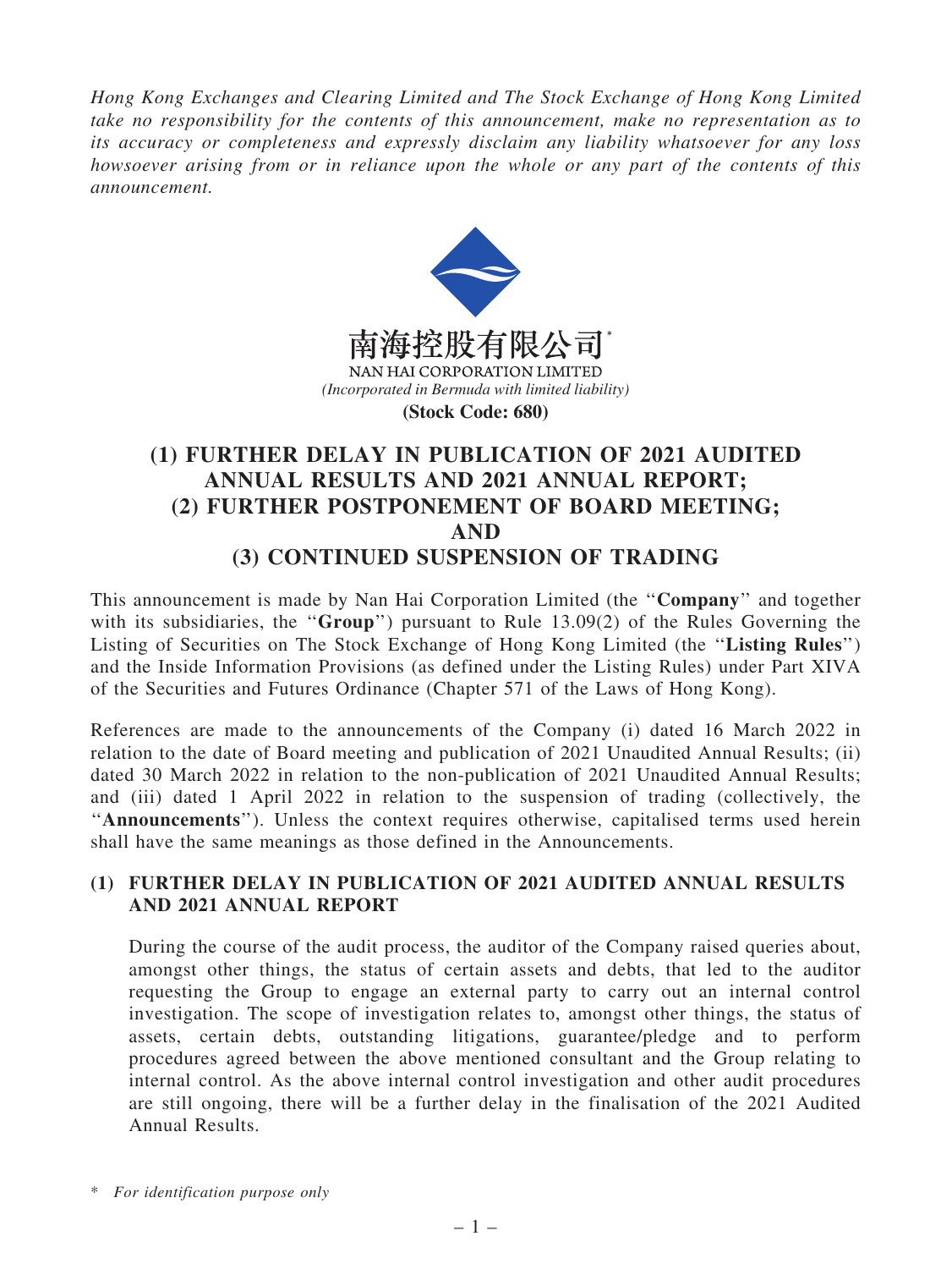*Hong Kong Exchanges and Clearing Limited and The Stock Exchange of Hong Kong Limited take no responsibility for the contents of this announcement, make no representation as to its accuracy or completeness and expressly disclaim any liability whatsoever for any loss howsoever arising from or in reliance upon the whole or any part of the contents of this announcement.*

南海控股有限公司*

NAN HAI CORPORATION LIMITED

*(Incorporated in Bermuda with limited liability)*

**(Stock Code: 680)**

# (1) FURTHER DELAY IN PUBLICATION OF 2021 AUDITED ANNUAL RESULTS AND 2021 ANNUAL REPORT; (2) FURTHER POSTPONEMENT OF BOARD MEETING; AND (3) CONTINUED SUSPENSION OF TRADING

This announcement is made by Nan Hai Corporation Limited (the "**Company**" and together with its subsidiaries, the "**Group**") pursuant to Rule 13.09(2) of the Rules Governing the Listing of Securities on The Stock Exchange of Hong Kong Limited (the "**Listing Rules**") and the Inside Information Provisions (as defined under the Listing Rules) under Part XIVA of the Securities and Futures Ordinance (Chapter 571 of the Laws of Hong Kong).

References are made to the announcements of the Company (i) dated 16 March 2022 in relation to the date of Board meeting and publication of 2021 Unaudited Annual Results; (ii) dated 30 March 2022 in relation to the non-publication of 2021 Unaudited Annual Results; and (iii) dated 1 April 2022 in relation to the suspension of trading (collectively, the "**Announcements**"). Unless the context requires otherwise, capitalised terms used herein shall have the same meanings as those defined in the Announcements.

## (1) FURTHER DELAY IN PUBLICATION OF 2021 AUDITED ANNUAL RESULTS AND 2021 ANNUAL REPORT

During the course of the audit process, the auditor of the Company raised queries about, amongst other things, the status of certain assets and debts, that led to the auditor requesting the Group to engage an external party to carry out an internal control investigation. The scope of investigation relates to, amongst other things, the status of assets, certain debts, outstanding litigations, guarantee/pledge and to perform procedures agreed between the above mentioned consultant and the Group relating to internal control. As the above internal control investigation and other audit procedures are still ongoing, there will be a further delay in the finalisation of the 2021 Audited Annual Results.

\* *For identification purpose only*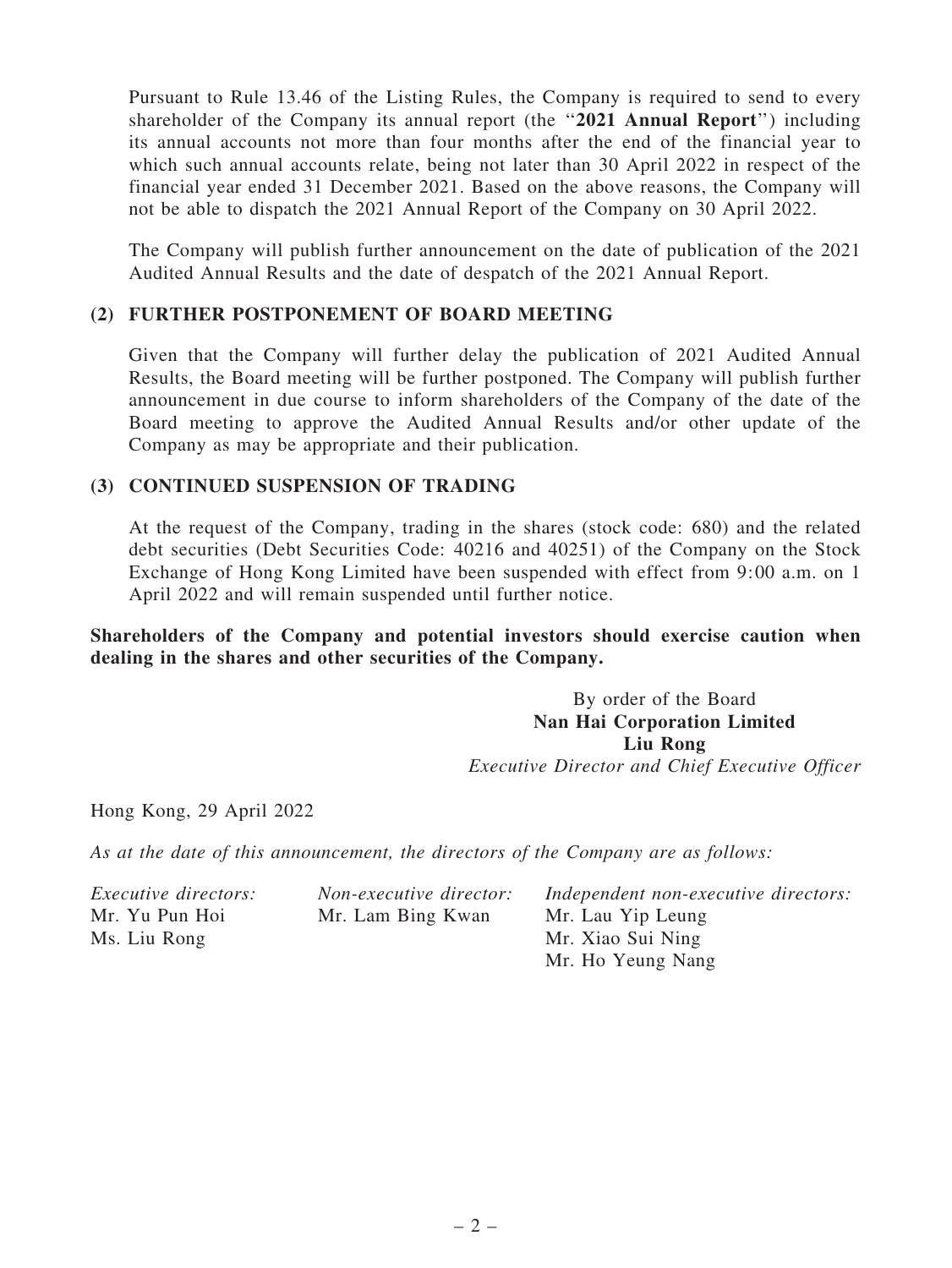Pursuant to Rule 13.46 of the Listing Rules, the Company is required to send to every shareholder of the Company its annual report (the "**2021 Annual Report**") including its annual accounts not more than four months after the end of the financial year to which such annual accounts relate, being not later than 30 April 2022 in respect of the financial year ended 31 December 2021. Based on the above reasons, the Company will not be able to dispatch the 2021 Annual Report of the Company on 30 April 2022.

The Company will publish further announcement on the date of publication of the 2021 Audited Annual Results and the date of despatch of the 2021 Annual Report.

## (2) FURTHER POSTPONEMENT OF BOARD MEETING

Given that the Company will further delay the publication of 2021 Audited Annual Results, the Board meeting will be further postponed. The Company will publish further announcement in due course to inform shareholders of the Company of the date of the Board meeting to approve the Audited Annual Results and/or other update of the Company as may be appropriate and their publication.

## (3) CONTINUED SUSPENSION OF TRADING

At the request of the Company, trading in the shares (stock code: 680) and the related debt securities (Debt Securities Code: 40216 and 40251) of the Company on the Stock Exchange of Hong Kong Limited have been suspended with effect from 9:00 a.m. on 1 April 2022 and will remain suspended until further notice.

**Shareholders of the Company and potential investors should exercise caution when dealing in the shares and other securities of the Company.**

By order of the Board
**Nan Hai Corporation Limited**
**Liu Rong**
*Executive Director and Chief Executive Officer*

Hong Kong, 29 April 2022

*As at the date of this announcement, the directors of the Company are as follows:*

| *Executive directors:* | *Non-executive director:* | *Independent non-executive directors:* |
|---|---|---|
| Mr. Yu Pun Hoi | Mr. Lam Bing Kwan | Mr. Lau Yip Leung |
| Ms. Liu Rong | | Mr. Xiao Sui Ning |
| | | Mr. Ho Yeung Nang |